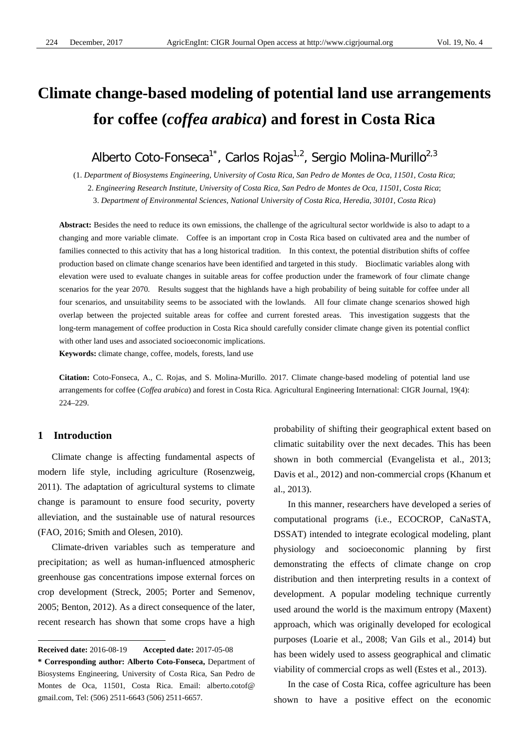# Climate change-based modeling of potential land use arrangements for coffee (*coffea arabica*) and forest in Costa Rica

Alberto Coto-Fonseca[1*], Carlos Rojas[1,2], Sergio Molina-Murillo[2,3]

(1. *Department of Biosystems Engineering, University of Costa Rica, San Pedro de Montes de Oca, 11501, Costa Rica*;
2. *Engineering Research Institute, University of Costa Rica, San Pedro de Montes de Oca, 11501, Costa Rica*;
3. *Department of Environmental Sciences, National University of Costa Rica, Heredia, 30101, Costa Rica*)

**Abstract:** Besides the need to reduce its own emissions, the challenge of the agricultural sector worldwide is also to adapt to a changing and more variable climate. Coffee is an important crop in Costa Rica based on cultivated area and the number of families connected to this activity that has a long historical tradition. In this context, the potential distribution shifts of coffee production based on climate change scenarios have been identified and targeted in this study. Bioclimatic variables along with elevation were used to evaluate changes in suitable areas for coffee production under the framework of four climate change scenarios for the year 2070. Results suggest that the highlands have a high probability of being suitable for coffee under all four scenarios, and unsuitability seems to be associated with the lowlands. All four climate change scenarios showed high overlap between the projected suitable areas for coffee and current forested areas. This investigation suggests that the long-term management of coffee production in Costa Rica should carefully consider climate change given its potential conflict with other land uses and associated socioeconomic implications.

**Keywords:** climate change, coffee, models, forests, land use

**Citation:** Coto-Fonseca, A., C. Rojas, and S. Molina-Murillo. 2017. Climate change-based modeling of potential land use arrangements for coffee (*Coffea arabica*) and forest in Costa Rica. Agricultural Engineering International: CIGR Journal, 19(4): 224–229.

## 1 Introduction

Climate change is affecting fundamental aspects of modern life style, including agriculture (Rosenzweig, 2011). The adaptation of agricultural systems to climate change is paramount to ensure food security, poverty alleviation, and the sustainable use of natural resources (FAO, 2016; Smith and Olesen, 2010).

Climate-driven variables such as temperature and precipitation; as well as human-influenced atmospheric greenhouse gas concentrations impose external forces on crop development (Streck, 2005; Porter and Semenov, 2005; Benton, 2012). As a direct consequence of the later, recent research has shown that some crops have a high probability of shifting their geographical extent based on climatic suitability over the next decades. This has been shown in both commercial (Evangelista et al., 2013; Davis et al., 2012) and non-commercial crops (Khanum et al., 2013).

In this manner, researchers have developed a series of computational programs (i.e., ECOCROP, CaNaSTA, DSSAT) intended to integrate ecological modeling, plant physiology and socioeconomic planning by first demonstrating the effects of climate change on crop distribution and then interpreting results in a context of development. A popular modeling technique currently used around the world is the maximum entropy (Maxent) approach, which was originally developed for ecological purposes (Loarie et al., 2008; Van Gils et al., 2014) but has been widely used to assess geographical and climatic viability of commercial crops as well (Estes et al., 2013).

In the case of Costa Rica, coffee agriculture has been shown to have a positive effect on the economic

---

**Received date:** 2016-08-19 **Accepted date:** 2017-05-08

**\* Corresponding author: Alberto Coto-Fonseca,** Department of Biosystems Engineering, University of Costa Rica, San Pedro de Montes de Oca, 11501, Costa Rica. Email: alberto.cotof@gmail.com, Tel: (506) 2511-6643 (506) 2511-6657.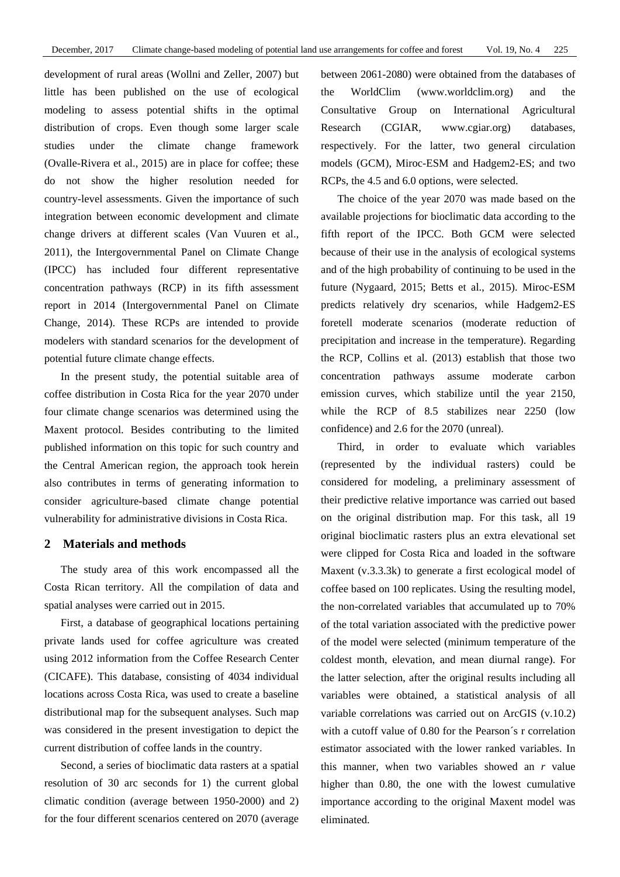development of rural areas (Wollni and Zeller, 2007) but little has been published on the use of ecological modeling to assess potential shifts in the optimal distribution of crops. Even though some larger scale studies under the climate change framework (Ovalle-Rivera et al., 2015) are in place for coffee; these do not show the higher resolution needed for country-level assessments. Given the importance of such integration between economic development and climate change drivers at different scales (Van Vuuren et al., 2011), the Intergovernmental Panel on Climate Change (IPCC) has included four different representative concentration pathways (RCP) in its fifth assessment report in 2014 (Intergovernmental Panel on Climate Change, 2014). These RCPs are intended to provide modelers with standard scenarios for the development of potential future climate change effects.

In the present study, the potential suitable area of coffee distribution in Costa Rica for the year 2070 under four climate change scenarios was determined using the Maxent protocol. Besides contributing to the limited published information on this topic for such country and the Central American region, the approach took herein also contributes in terms of generating information to consider agriculture-based climate change potential vulnerability for administrative divisions in Costa Rica.

## 2 Materials and methods

The study area of this work encompassed all the Costa Rican territory. All the compilation of data and spatial analyses were carried out in 2015.

First, a database of geographical locations pertaining private lands used for coffee agriculture was created using 2012 information from the Coffee Research Center (CICAFE). This database, consisting of 4034 individual locations across Costa Rica, was used to create a baseline distributional map for the subsequent analyses. Such map was considered in the present investigation to depict the current distribution of coffee lands in the country.

Second, a series of bioclimatic data rasters at a spatial resolution of 30 arc seconds for 1) the current global climatic condition (average between 1950-2000) and 2) for the four different scenarios centered on 2070 (average between 2061-2080) were obtained from the databases of the WorldClim (www.worldclim.org) and the Consultative Group on International Agricultural Research (CGIAR, www.cgiar.org) databases, respectively. For the latter, two general circulation models (GCM), Miroc-ESM and Hadgem2-ES; and two RCPs, the 4.5 and 6.0 options, were selected.

The choice of the year 2070 was made based on the available projections for bioclimatic data according to the fifth report of the IPCC. Both GCM were selected because of their use in the analysis of ecological systems and of the high probability of continuing to be used in the future (Nygaard, 2015; Betts et al., 2015). Miroc-ESM predicts relatively dry scenarios, while Hadgem2-ES foretell moderate scenarios (moderate reduction of precipitation and increase in the temperature). Regarding the RCP, Collins et al. (2013) establish that those two concentration pathways assume moderate carbon emission curves, which stabilize until the year 2150, while the RCP of 8.5 stabilizes near 2250 (low confidence) and 2.6 for the 2070 (unreal).

Third, in order to evaluate which variables (represented by the individual rasters) could be considered for modeling, a preliminary assessment of their predictive relative importance was carried out based on the original distribution map. For this task, all 19 original bioclimatic rasters plus an extra elevational set were clipped for Costa Rica and loaded in the software Maxent (v.3.3.3k) to generate a first ecological model of coffee based on 100 replicates. Using the resulting model, the non-correlated variables that accumulated up to 70% of the total variation associated with the predictive power of the model were selected (minimum temperature of the coldest month, elevation, and mean diurnal range). For the latter selection, after the original results including all variables were obtained, a statistical analysis of all variable correlations was carried out on ArcGIS (v.10.2) with a cutoff value of 0.80 for the Pearson´s r correlation estimator associated with the lower ranked variables. In this manner, when two variables showed an *r* value higher than 0.80, the one with the lowest cumulative importance according to the original Maxent model was eliminated.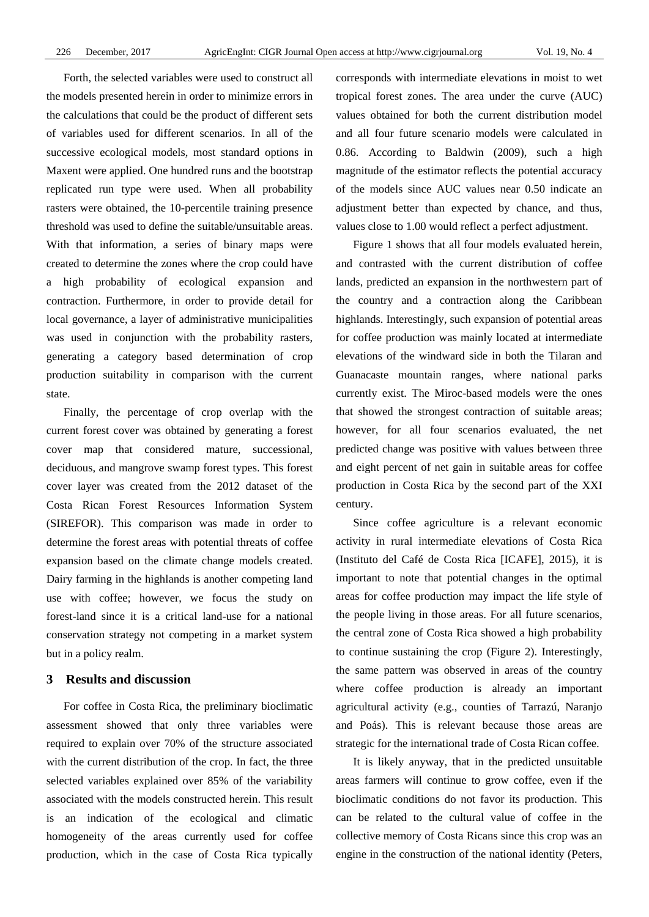Forth, the selected variables were used to construct all the models presented herein in order to minimize errors in the calculations that could be the product of different sets of variables used for different scenarios. In all of the successive ecological models, most standard options in Maxent were applied. One hundred runs and the bootstrap replicated run type were used. When all probability rasters were obtained, the 10-percentile training presence threshold was used to define the suitable/unsuitable areas. With that information, a series of binary maps were created to determine the zones where the crop could have a high probability of ecological expansion and contraction. Furthermore, in order to provide detail for local governance, a layer of administrative municipalities was used in conjunction with the probability rasters, generating a category based determination of crop production suitability in comparison with the current state.

Finally, the percentage of crop overlap with the current forest cover was obtained by generating a forest cover map that considered mature, successional, deciduous, and mangrove swamp forest types. This forest cover layer was created from the 2012 dataset of the Costa Rican Forest Resources Information System (SIREFOR). This comparison was made in order to determine the forest areas with potential threats of coffee expansion based on the climate change models created. Dairy farming in the highlands is another competing land use with coffee; however, we focus the study on forest-land since it is a critical land-use for a national conservation strategy not competing in a market system but in a policy realm.

## 3 Results and discussion

For coffee in Costa Rica, the preliminary bioclimatic assessment showed that only three variables were required to explain over 70% of the structure associated with the current distribution of the crop. In fact, the three selected variables explained over 85% of the variability associated with the models constructed herein. This result is an indication of the ecological and climatic homogeneity of the areas currently used for coffee production, which in the case of Costa Rica typically corresponds with intermediate elevations in moist to wet tropical forest zones. The area under the curve (AUC) values obtained for both the current distribution model and all four future scenario models were calculated in 0.86. According to Baldwin (2009), such a high magnitude of the estimator reflects the potential accuracy of the models since AUC values near 0.50 indicate an adjustment better than expected by chance, and thus, values close to 1.00 would reflect a perfect adjustment.

Figure 1 shows that all four models evaluated herein, and contrasted with the current distribution of coffee lands, predicted an expansion in the northwestern part of the country and a contraction along the Caribbean highlands. Interestingly, such expansion of potential areas for coffee production was mainly located at intermediate elevations of the windward side in both the Tilaran and Guanacaste mountain ranges, where national parks currently exist. The Miroc-based models were the ones that showed the strongest contraction of suitable areas; however, for all four scenarios evaluated, the net predicted change was positive with values between three and eight percent of net gain in suitable areas for coffee production in Costa Rica by the second part of the XXI century.

Since coffee agriculture is a relevant economic activity in rural intermediate elevations of Costa Rica (Instituto del Café de Costa Rica [ICAFE], 2015), it is important to note that potential changes in the optimal areas for coffee production may impact the life style of the people living in those areas. For all future scenarios, the central zone of Costa Rica showed a high probability to continue sustaining the crop (Figure 2). Interestingly, the same pattern was observed in areas of the country where coffee production is already an important agricultural activity (e.g., counties of Tarrazú, Naranjo and Poás). This is relevant because those areas are strategic for the international trade of Costa Rican coffee.

It is likely anyway, that in the predicted unsuitable areas farmers will continue to grow coffee, even if the bioclimatic conditions do not favor its production. This can be related to the cultural value of coffee in the collective memory of Costa Ricans since this crop was an engine in the construction of the national identity (Peters,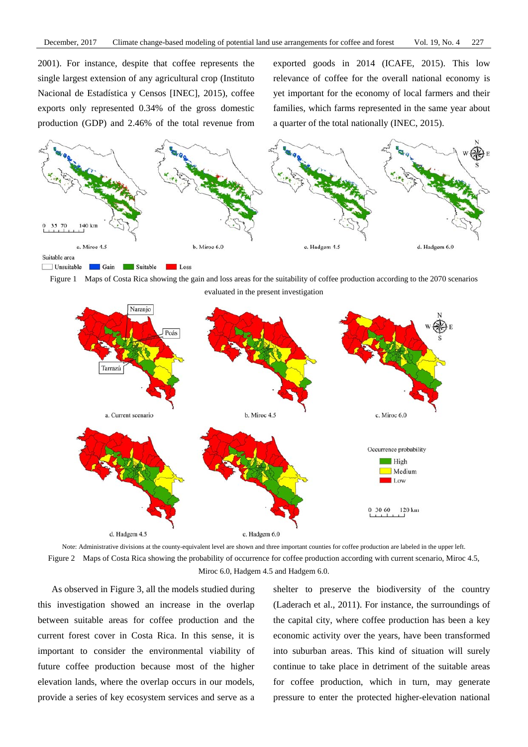2001). For instance, despite that coffee represents the single largest extension of any agricultural crop (Instituto Nacional de Estadística y Censos [INEC], 2015), coffee exports only represented 0.34% of the gross domestic production (GDP) and 2.46% of the total revenue from exported goods in 2014 (ICAFE, 2015). This low relevance of coffee for the overall national economy is yet important for the economy of local farmers and their families, which farms represented in the same year about a quarter of the total nationally (INEC, 2015).

Figure 1 Maps of Costa Rica showing the gain and loss areas for the suitability of coffee production according to the 2070 scenarios evaluated in the present investigation

Note: Administrative divisions at the county-equivalent level are shown and three important counties for coffee production are labeled in the upper left.

Figure 2 Maps of Costa Rica showing the probability of occurrence for coffee production according with current scenario, Miroc 4.5, Miroc 6.0, Hadgem 4.5 and Hadgem 6.0.

As observed in Figure 3, all the models studied during this investigation showed an increase in the overlap between suitable areas for coffee production and the current forest cover in Costa Rica. In this sense, it is important to consider the environmental viability of future coffee production because most of the higher elevation lands, where the overlap occurs in our models, provide a series of key ecosystem services and serve as a shelter to preserve the biodiversity of the country (Laderach et al., 2011). For instance, the surroundings of the capital city, where coffee production has been a key economic activity over the years, have been transformed into suburban areas. This kind of situation will surely continue to take place in detriment of the suitable areas for coffee production, which in turn, may generate pressure to enter the protected higher-elevation national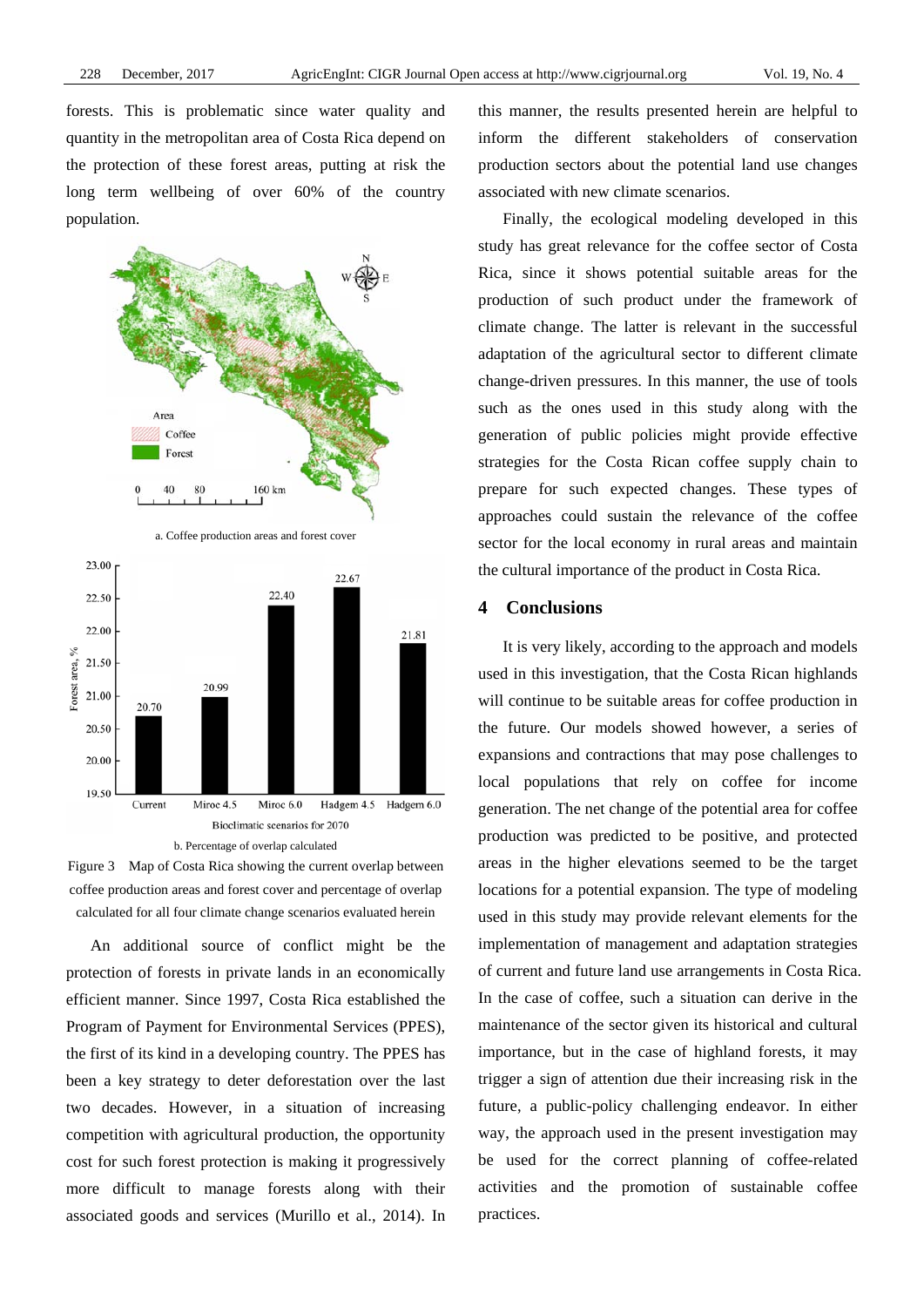forests. This is problematic since water quality and quantity in the metropolitan area of Costa Rica depend on the protection of these forest areas, putting at risk the long term wellbeing of over 60% of the country population.

a. Coffee production areas and forest cover

b. Percentage of overlap calculated

Figure 3 Map of Costa Rica showing the current overlap between coffee production areas and forest cover and percentage of overlap calculated for all four climate change scenarios evaluated herein

An additional source of conflict might be the protection of forests in private lands in an economically efficient manner. Since 1997, Costa Rica established the Program of Payment for Environmental Services (PPES), the first of its kind in a developing country. The PPES has been a key strategy to deter deforestation over the last two decades. However, in a situation of increasing competition with agricultural production, the opportunity cost for such forest protection is making it progressively more difficult to manage forests along with their associated goods and services (Murillo et al., 2014). In this manner, the results presented herein are helpful to inform the different stakeholders of conservation production sectors about the potential land use changes associated with new climate scenarios.

Finally, the ecological modeling developed in this study has great relevance for the coffee sector of Costa Rica, since it shows potential suitable areas for the production of such product under the framework of climate change. The latter is relevant in the successful adaptation of the agricultural sector to different climate change-driven pressures. In this manner, the use of tools such as the ones used in this study along with the generation of public policies might provide effective strategies for the Costa Rican coffee supply chain to prepare for such expected changes. These types of approaches could sustain the relevance of the coffee sector for the local economy in rural areas and maintain the cultural importance of the product in Costa Rica.

## 4 Conclusions

It is very likely, according to the approach and models used in this investigation, that the Costa Rican highlands will continue to be suitable areas for coffee production in the future. Our models showed however, a series of expansions and contractions that may pose challenges to local populations that rely on coffee for income generation. The net change of the potential area for coffee production was predicted to be positive, and protected areas in the higher elevations seemed to be the target locations for a potential expansion. The type of modeling used in this study may provide relevant elements for the implementation of management and adaptation strategies of current and future land use arrangements in Costa Rica. In the case of coffee, such a situation can derive in the maintenance of the sector given its historical and cultural importance, but in the case of highland forests, it may trigger a sign of attention due their increasing risk in the future, a public-policy challenging endeavor. In either way, the approach used in the present investigation may be used for the correct planning of coffee-related activities and the promotion of sustainable coffee practices.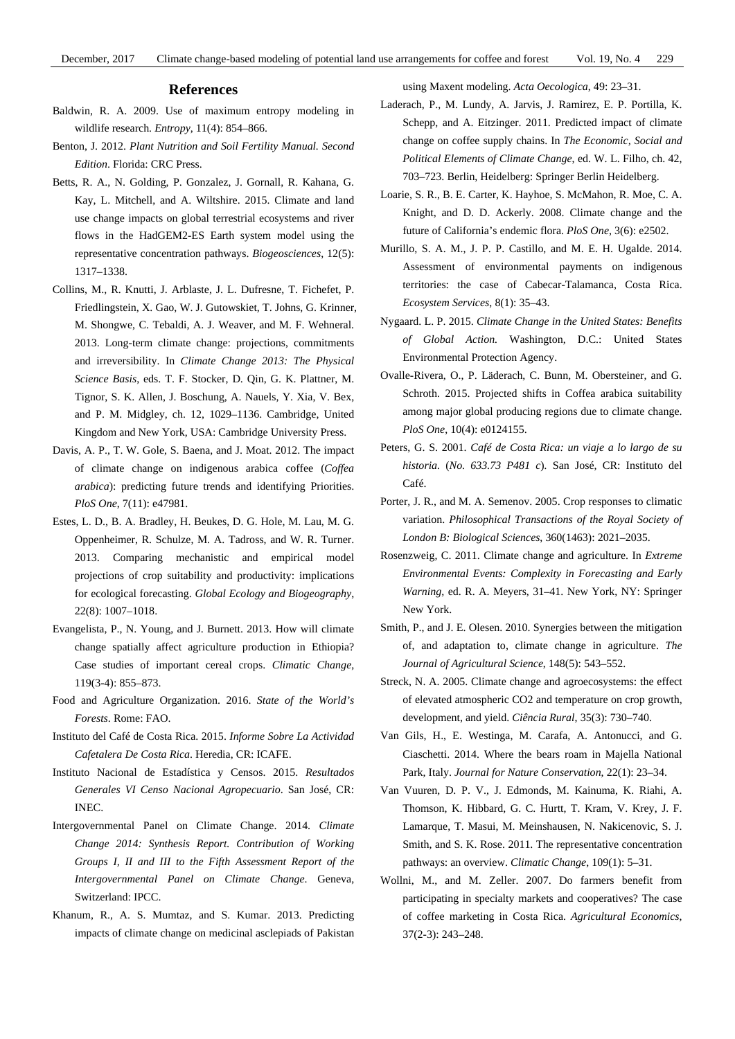## References

Baldwin, R. A. 2009. Use of maximum entropy modeling in wildlife research. *Entropy*, 11(4): 854–866.

Benton, J. 2012. *Plant Nutrition and Soil Fertility Manual. Second Edition*. Florida: CRC Press.

Betts, R. A., N. Golding, P. Gonzalez, J. Gornall, R. Kahana, G. Kay, L. Mitchell, and A. Wiltshire. 2015. Climate and land use change impacts on global terrestrial ecosystems and river flows in the HadGEM2-ES Earth system model using the representative concentration pathways. *Biogeosciences*, 12(5): 1317–1338.

Collins, M., R. Knutti, J. Arblaste, J. L. Dufresne, T. Fichefet, P. Friedlingstein, X. Gao, W. J. Gutowskiet, T. Johns, G. Krinner, M. Shongwe, C. Tebaldi, A. J. Weaver, and M. F. Wehneral. 2013. Long-term climate change: projections, commitments and irreversibility. In *Climate Change 2013: The Physical Science Basis*, eds. T. F. Stocker, D. Qin, G. K. Plattner, M. Tignor, S. K. Allen, J. Boschung, A. Nauels, Y. Xia, V. Bex, and P. M. Midgley, ch. 12, 1029–1136. Cambridge, United Kingdom and New York, USA: Cambridge University Press.

Davis, A. P., T. W. Gole, S. Baena, and J. Moat. 2012. The impact of climate change on indigenous arabica coffee (*Coffea arabica*): predicting future trends and identifying Priorities. *PloS One*, 7(11): e47981.

Estes, L. D., B. A. Bradley, H. Beukes, D. G. Hole, M. Lau, M. G. Oppenheimer, R. Schulze, M. A. Tadross, and W. R. Turner. 2013. Comparing mechanistic and empirical model projections of crop suitability and productivity: implications for ecological forecasting. *Global Ecology and Biogeography*, 22(8): 1007–1018.

Evangelista, P., N. Young, and J. Burnett. 2013. How will climate change spatially affect agriculture production in Ethiopia? Case studies of important cereal crops. *Climatic Change*, 119(3-4): 855–873.

Food and Agriculture Organization. 2016. *State of the World's Forests*. Rome: FAO.

Instituto del Café de Costa Rica. 2015. *Informe Sobre La Actividad Cafetalera De Costa Rica*. Heredia, CR: ICAFE.

Instituto Nacional de Estadística y Censos. 2015. *Resultados Generales VI Censo Nacional Agropecuario*. San José, CR: INEC.

Intergovernmental Panel on Climate Change. 2014. *Climate Change 2014: Synthesis Report. Contribution of Working Groups I, II and III to the Fifth Assessment Report of the Intergovernmental Panel on Climate Change*. Geneva, Switzerland: IPCC.

Khanum, R., A. S. Mumtaz, and S. Kumar. 2013. Predicting impacts of climate change on medicinal asclepiads of Pakistan using Maxent modeling. *Acta Oecologica*, 49: 23–31.

Laderach, P., M. Lundy, A. Jarvis, J. Ramirez, E. P. Portilla, K. Schepp, and A. Eitzinger. 2011. Predicted impact of climate change on coffee supply chains. In *The Economic, Social and Political Elements of Climate Change*, ed. W. L. Filho, ch. 42, 703–723. Berlin, Heidelberg: Springer Berlin Heidelberg.

Loarie, S. R., B. E. Carter, K. Hayhoe, S. McMahon, R. Moe, C. A. Knight, and D. D. Ackerly. 2008. Climate change and the future of California's endemic flora. *PloS One*, 3(6): e2502.

Murillo, S. A. M., J. P. P. Castillo, and M. E. H. Ugalde. 2014. Assessment of environmental payments on indigenous territories: the case of Cabecar-Talamanca, Costa Rica. *Ecosystem Services*, 8(1): 35–43.

Nygaard. L. P. 2015. *Climate Change in the United States: Benefits of Global Action.* Washington, D.C.: United States Environmental Protection Agency.

Ovalle-Rivera, O., P. Läderach, C. Bunn, M. Obersteiner, and G. Schroth. 2015. Projected shifts in Coffea arabica suitability among major global producing regions due to climate change. *PloS One*, 10(4): e0124155.

Peters, G. S. 2001. *Café de Costa Rica: un viaje a lo largo de su historia*. (*No. 633.73 P481 c*). San José, CR: Instituto del Café.

Porter, J. R., and M. A. Semenov. 2005. Crop responses to climatic variation. *Philosophical Transactions of the Royal Society of London B: Biological Sciences*, 360(1463): 2021–2035.

Rosenzweig, C. 2011. Climate change and agriculture. In *Extreme Environmental Events: Complexity in Forecasting and Early Warning*, ed. R. A. Meyers, 31–41. New York, NY: Springer New York.

Smith, P., and J. E. Olesen. 2010. Synergies between the mitigation of, and adaptation to, climate change in agriculture. *The Journal of Agricultural Science*, 148(5): 543–552.

Streck, N. A. 2005. Climate change and agroecosystems: the effect of elevated atmospheric CO2 and temperature on crop growth, development, and yield. *Ciência Rural*, 35(3): 730–740.

Van Gils, H., E. Westinga, M. Carafa, A. Antonucci, and G. Ciaschetti. 2014. Where the bears roam in Majella National Park, Italy. *Journal for Nature Conservation*, 22(1): 23–34.

Van Vuuren, D. P. V., J. Edmonds, M. Kainuma, K. Riahi, A. Thomson, K. Hibbard, G. C. Hurtt, T. Kram, V. Krey, J. F. Lamarque, T. Masui, M. Meinshausen, N. Nakicenovic, S. J. Smith, and S. K. Rose. 2011. The representative concentration pathways: an overview. *Climatic Change*, 109(1): 5–31.

Wollni, M., and M. Zeller. 2007. Do farmers benefit from participating in specialty markets and cooperatives? The case of coffee marketing in Costa Rica. *Agricultural Economics*, 37(2-3): 243–248.